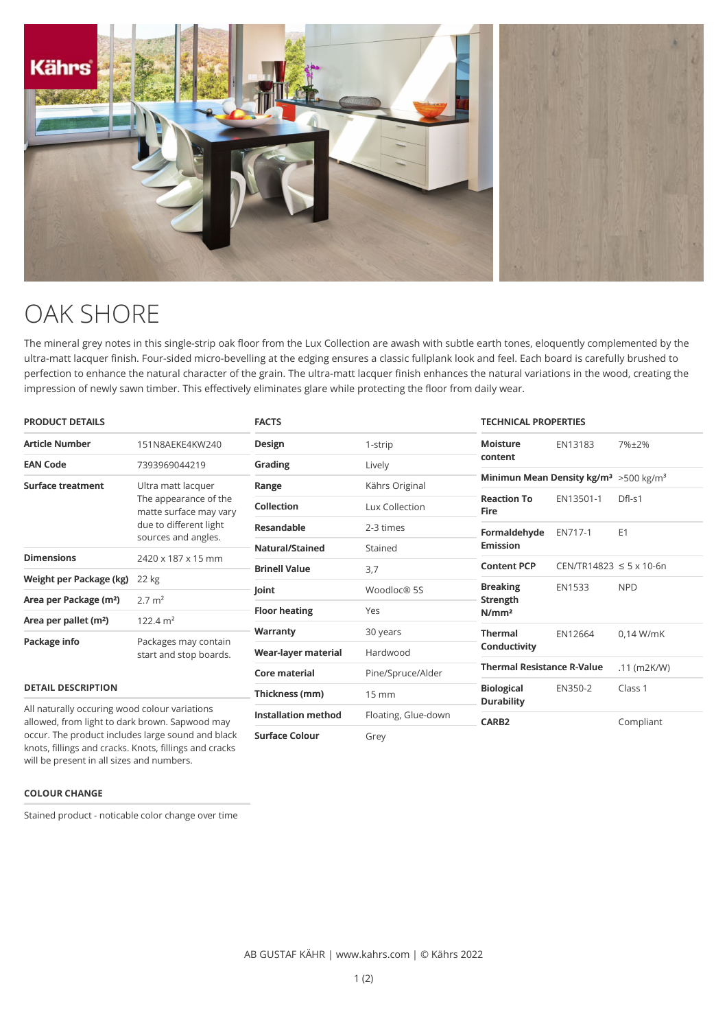# OAK SHORE

The mineral grey notes in this single-strip oak floor from the Lux Collection are awash with subtle earth tones, eloquently complemented by the ultra-matt lacquer finish. Four-sided micro-bevelling at the edging ensures a classic fullplank look and feel. Each board is carefully brushed to perfection to enhance the natural character of the grain. The ultra-matt lacquer finish enhances the natural variations in the wood, creating the impression of newly sawn timber. This effectively eliminates glare while protecting the floor from daily wear.

## PRODUCT DETAILS

| | |
|---|---|
| **Article Number** | 151N8AEKE4KW240 |
| **EAN Code** | 7393969044219 |
| **Surface treatment** | Ultra matt lacquer The appearance of the matte surface may vary due to different light sources and angles. |
| **Dimensions** | 2420 x 187 x 15 mm |
| **Weight per Package (kg)** | 22 kg |
| **Area per Package (m²)** | 2.7 m² |
| **Area per pallet (m²)** | 122.4 m² |
| **Package info** | Packages may contain start and stop boards. |

## DETAIL DESCRIPTION

All naturally occuring wood colour variations allowed, from light to dark brown. Sapwood may occur. The product includes large sound and black knots, fillings and cracks. Knots, fillings and cracks will be present in all sizes and numbers.

## COLOUR CHANGE

Stained product - noticable color change over time

## FACTS

| | |
|---|---|
| **Design** | 1-strip |
| **Grading** | Lively |
| **Range** | Kährs Original |
| **Collection** | Lux Collection |
| **Resandable** | 2-3 times |
| **Natural/Stained** | Stained |
| **Brinell Value** | 3,7 |
| **Joint** | Woodloc® 5S |
| **Floor heating** | Yes |
| **Warranty** | 30 years |
| **Wear-layer material** | Hardwood |
| **Core material** | Pine/Spruce/Alder |
| **Thickness (mm)** | 15 mm |
| **Installation method** | Floating, Glue-down |
| **Surface Colour** | Grey |

## TECHNICAL PROPERTIES

| | | |
|---|---|---|
| **Moisture content** | EN13183 | 7%±2% |
| **Minimun Mean Density kg/m³** | | >500 kg/m³ |
| **Reaction To Fire** | EN13501-1 | Dfl-s1 |
| **Formaldehyde Emission** | EN717-1 | E1 |
| **Content PCP** | CEN/TR14823 | ≤ 5 x 10-6n |
| **Breaking Strength N/mm²** | EN1533 | NPD |
| **Thermal Conductivity** | EN12664 | 0,14 W/mK |
| **Thermal Resistance R-Value** | | .11 (m2K/W) |
| **Biological Durability** | EN350-2 | Class 1 |
| **CARB2** | | Compliant |

AB GUSTAF KÄHR | www.kahrs.com | © Kährs 2022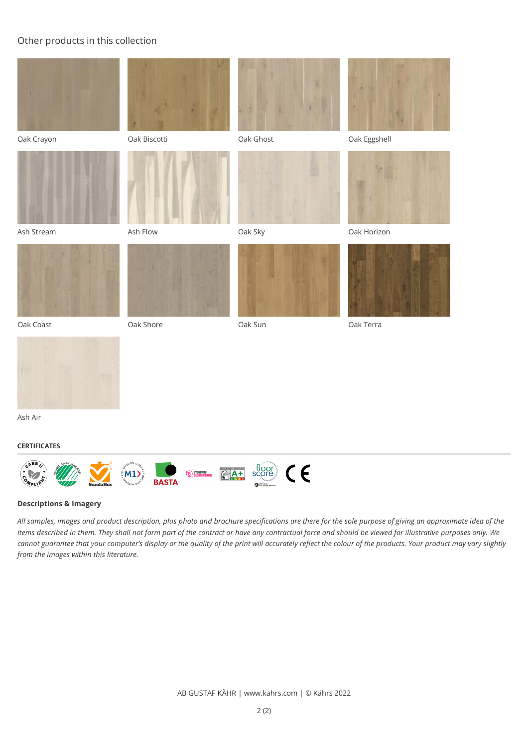Other products in this collection

Oak Crayon

Oak Biscotti

Oak Ghost

Oak Eggshell

Ash Stream

Ash Flow

Oak Sky

Oak Horizon

Oak Coast

Oak Shore

Oak Sun

Oak Terra

Ash Air

**CERTIFICATES**

**Descriptions & Imagery**

*All samples, images and product description, plus photo and brochure specifications are there for the sole purpose of giving an approximate idea of the items described in them. They shall not form part of the contract or have any contractual force and should be viewed for illustrative purposes only. We cannot guarantee that your computer's display or the quality of the print will accurately reflect the colour of the products. Your product may vary slightly from the images within this literature.*

AB GUSTAF KÄHR | www.kahrs.com | © Kährs 2022